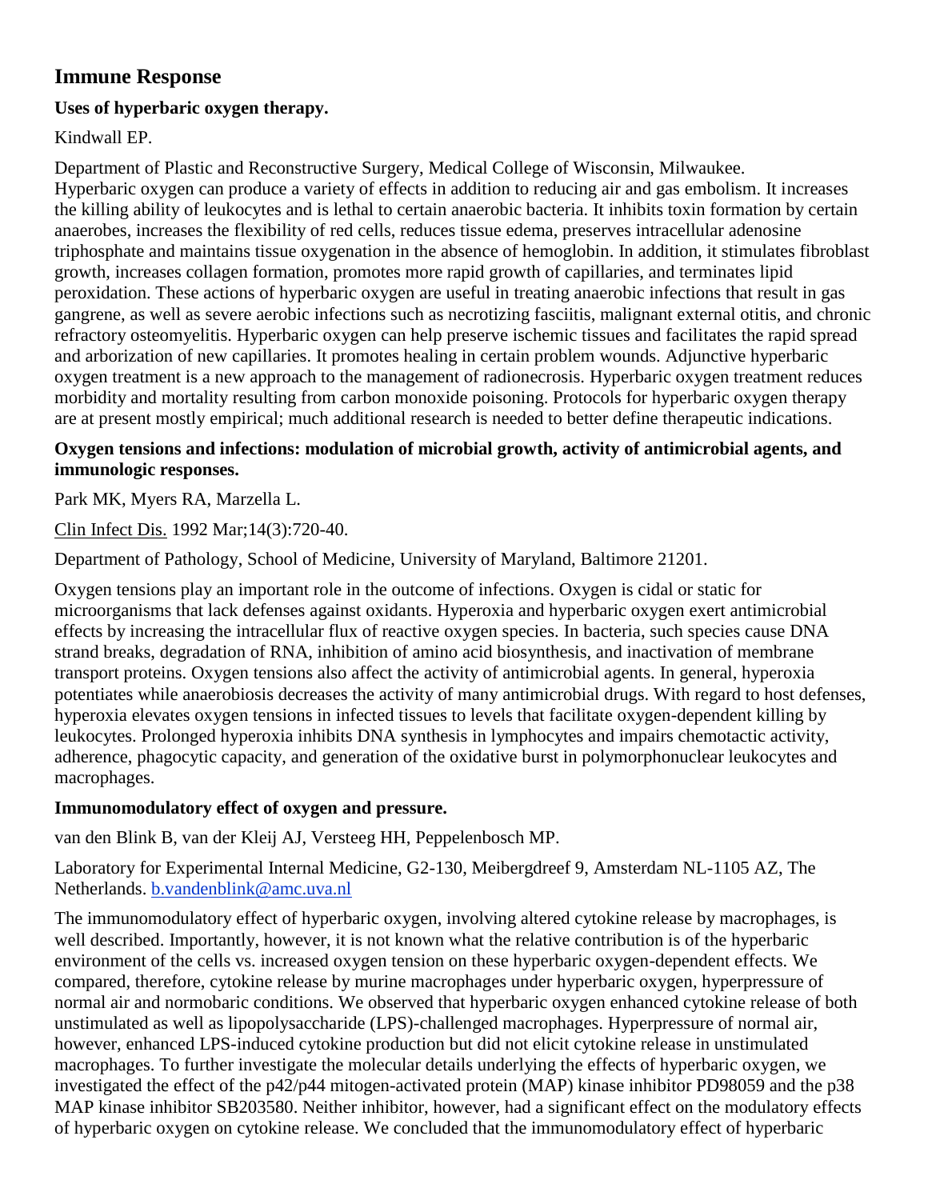# Immune Response

### Uses of hyperbaric oxygen therapy.

Kindwall EP.

Department of Plastic and Reconstructive Surgery, Medical College of Wisconsin, Milwaukee.
Hyperbaric oxygen can produce a variety of effects in addition to reducing air and gas embolism. It increases the killing ability of leukocytes and is lethal to certain anaerobic bacteria. It inhibits toxin formation by certain anaerobes, increases the flexibility of red cells, reduces tissue edema, preserves intracellular adenosine triphosphate and maintains tissue oxygenation in the absence of hemoglobin. In addition, it stimulates fibroblast growth, increases collagen formation, promotes more rapid growth of capillaries, and terminates lipid peroxidation. These actions of hyperbaric oxygen are useful in treating anaerobic infections that result in gas gangrene, as well as severe aerobic infections such as necrotizing fasciitis, malignant external otitis, and chronic refractory osteomyelitis. Hyperbaric oxygen can help preserve ischemic tissues and facilitates the rapid spread and arborization of new capillaries. It promotes healing in certain problem wounds. Adjunctive hyperbaric oxygen treatment is a new approach to the management of radionecrosis. Hyperbaric oxygen treatment reduces morbidity and mortality resulting from carbon monoxide poisoning. Protocols for hyperbaric oxygen therapy are at present mostly empirical; much additional research is needed to better define therapeutic indications.

### Oxygen tensions and infections: modulation of microbial growth, activity of antimicrobial agents, and immunologic responses.

Park MK, Myers RA, Marzella L.

Clin Infect Dis. 1992 Mar;14(3):720-40.

Department of Pathology, School of Medicine, University of Maryland, Baltimore 21201.

Oxygen tensions play an important role in the outcome of infections. Oxygen is cidal or static for microorganisms that lack defenses against oxidants. Hyperoxia and hyperbaric oxygen exert antimicrobial effects by increasing the intracellular flux of reactive oxygen species. In bacteria, such species cause DNA strand breaks, degradation of RNA, inhibition of amino acid biosynthesis, and inactivation of membrane transport proteins. Oxygen tensions also affect the activity of antimicrobial agents. In general, hyperoxia potentiates while anaerobiosis decreases the activity of many antimicrobial drugs. With regard to host defenses, hyperoxia elevates oxygen tensions in infected tissues to levels that facilitate oxygen-dependent killing by leukocytes. Prolonged hyperoxia inhibits DNA synthesis in lymphocytes and impairs chemotactic activity, adherence, phagocytic capacity, and generation of the oxidative burst in polymorphonuclear leukocytes and macrophages.

### Immunomodulatory effect of oxygen and pressure.

van den Blink B, van der Kleij AJ, Versteeg HH, Peppelenbosch MP.

Laboratory for Experimental Internal Medicine, G2-130, Meibergdreef 9, Amsterdam NL-1105 AZ, The Netherlands. b.vandenblink@amc.uva.nl

The immunomodulatory effect of hyperbaric oxygen, involving altered cytokine release by macrophages, is well described. Importantly, however, it is not known what the relative contribution is of the hyperbaric environment of the cells vs. increased oxygen tension on these hyperbaric oxygen-dependent effects. We compared, therefore, cytokine release by murine macrophages under hyperbaric oxygen, hyperpressure of normal air and normobaric conditions. We observed that hyperbaric oxygen enhanced cytokine release of both unstimulated as well as lipopolysaccharide (LPS)-challenged macrophages. Hyperpressure of normal air, however, enhanced LPS-induced cytokine production but did not elicit cytokine release in unstimulated macrophages. To further investigate the molecular details underlying the effects of hyperbaric oxygen, we investigated the effect of the p42/p44 mitogen-activated protein (MAP) kinase inhibitor PD98059 and the p38 MAP kinase inhibitor SB203580. Neither inhibitor, however, had a significant effect on the modulatory effects of hyperbaric oxygen on cytokine release. We concluded that the immunomodulatory effect of hyperbaric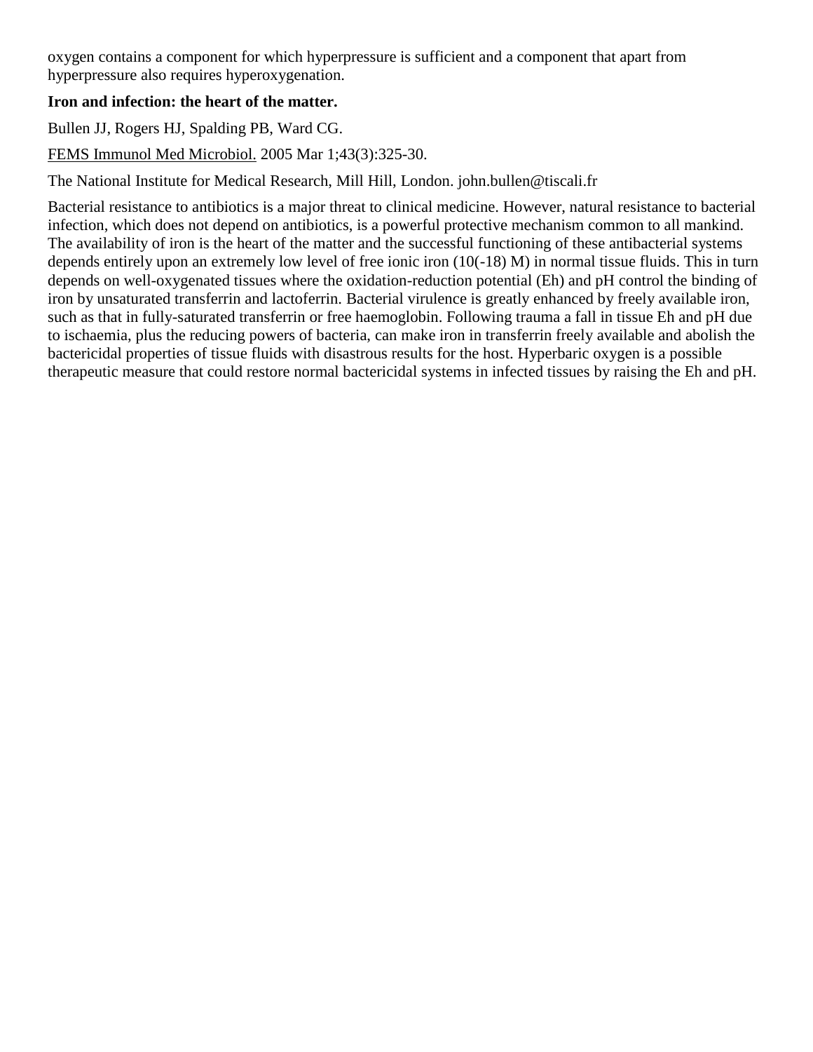oxygen contains a component for which hyperpressure is sufficient and a component that apart from hyperpressure also requires hyperoxygenation.

**Iron and infection: the heart of the matter.**

Bullen JJ, Rogers HJ, Spalding PB, Ward CG.

FEMS Immunol Med Microbiol. 2005 Mar 1;43(3):325-30.

The National Institute for Medical Research, Mill Hill, London. john.bullen@tiscali.fr

Bacterial resistance to antibiotics is a major threat to clinical medicine. However, natural resistance to bacterial infection, which does not depend on antibiotics, is a powerful protective mechanism common to all mankind. The availability of iron is the heart of the matter and the successful functioning of these antibacterial systems depends entirely upon an extremely low level of free ionic iron (10(-18) M) in normal tissue fluids. This in turn depends on well-oxygenated tissues where the oxidation-reduction potential (Eh) and pH control the binding of iron by unsaturated transferrin and lactoferrin. Bacterial virulence is greatly enhanced by freely available iron, such as that in fully-saturated transferrin or free haemoglobin. Following trauma a fall in tissue Eh and pH due to ischaemia, plus the reducing powers of bacteria, can make iron in transferrin freely available and abolish the bactericidal properties of tissue fluids with disastrous results for the host. Hyperbaric oxygen is a possible therapeutic measure that could restore normal bactericidal systems in infected tissues by raising the Eh and pH.